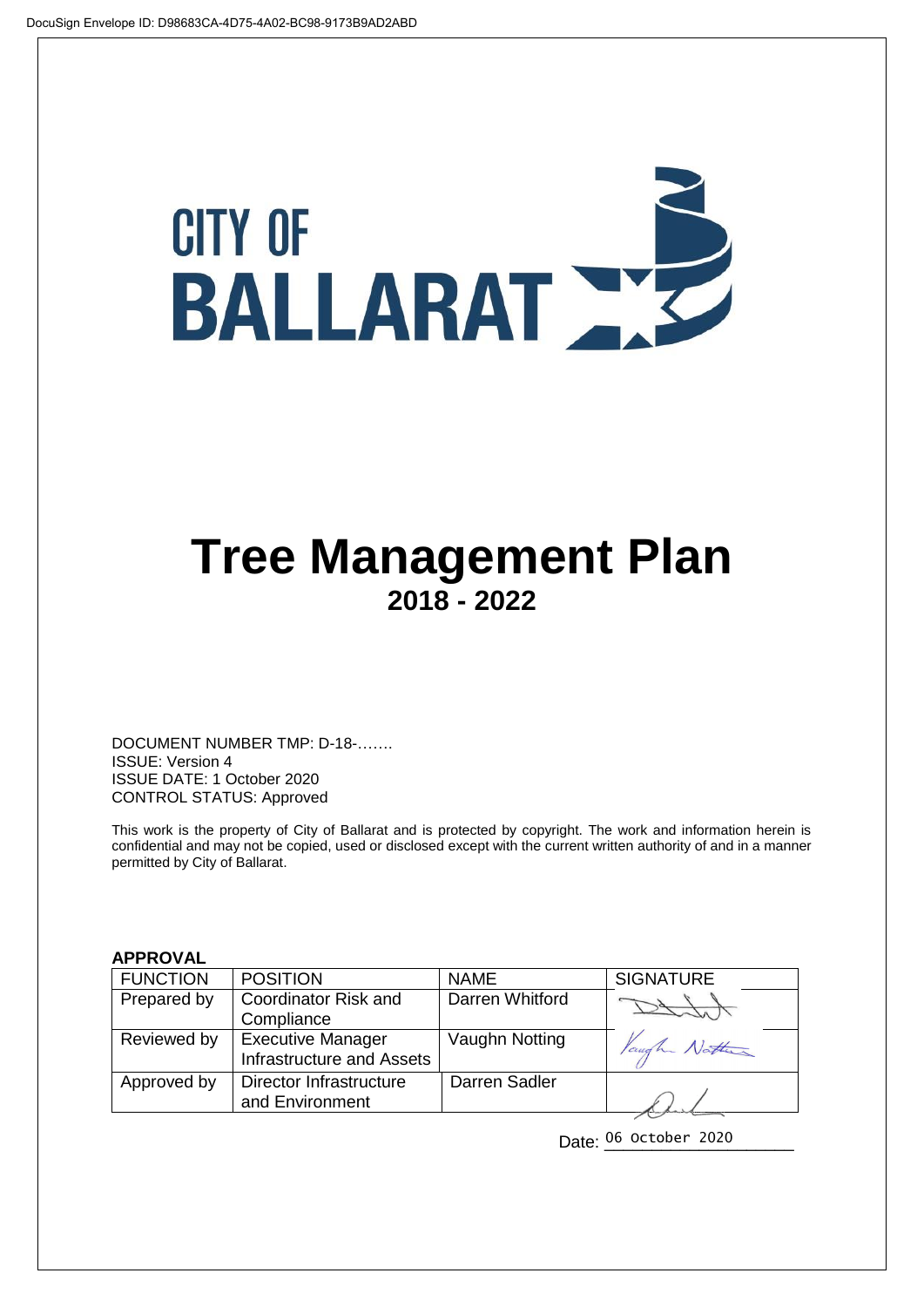DocuSign Envelope ID: D98683CA-4D75-4A02-BC98-9173B9AD2ABD

CITY OF BALLARAT

# Tree Management Plan

## 2018 - 2022

DOCUMENT NUMBER TMP: D-18-…….
ISSUE: Version 4
ISSUE DATE: 1 October 2020
CONTROL STATUS: Approved

This work is the property of City of Ballarat and is protected by copyright. The work and information herein is confidential and may not be copied, used or disclosed except with the current written authority of and in a manner permitted by City of Ballarat.

**APPROVAL**

| FUNCTION | POSITION | NAME | SIGNATURE |
|---|---|---|---|
| Prepared by | Coordinator Risk and Compliance | Darren Whitford | |
| Reviewed by | Executive Manager Infrastructure and Assets | Vaughn Notting | |
| Approved by | Director Infrastructure and Environment | Darren Sadler | |

Date: 06 October 2020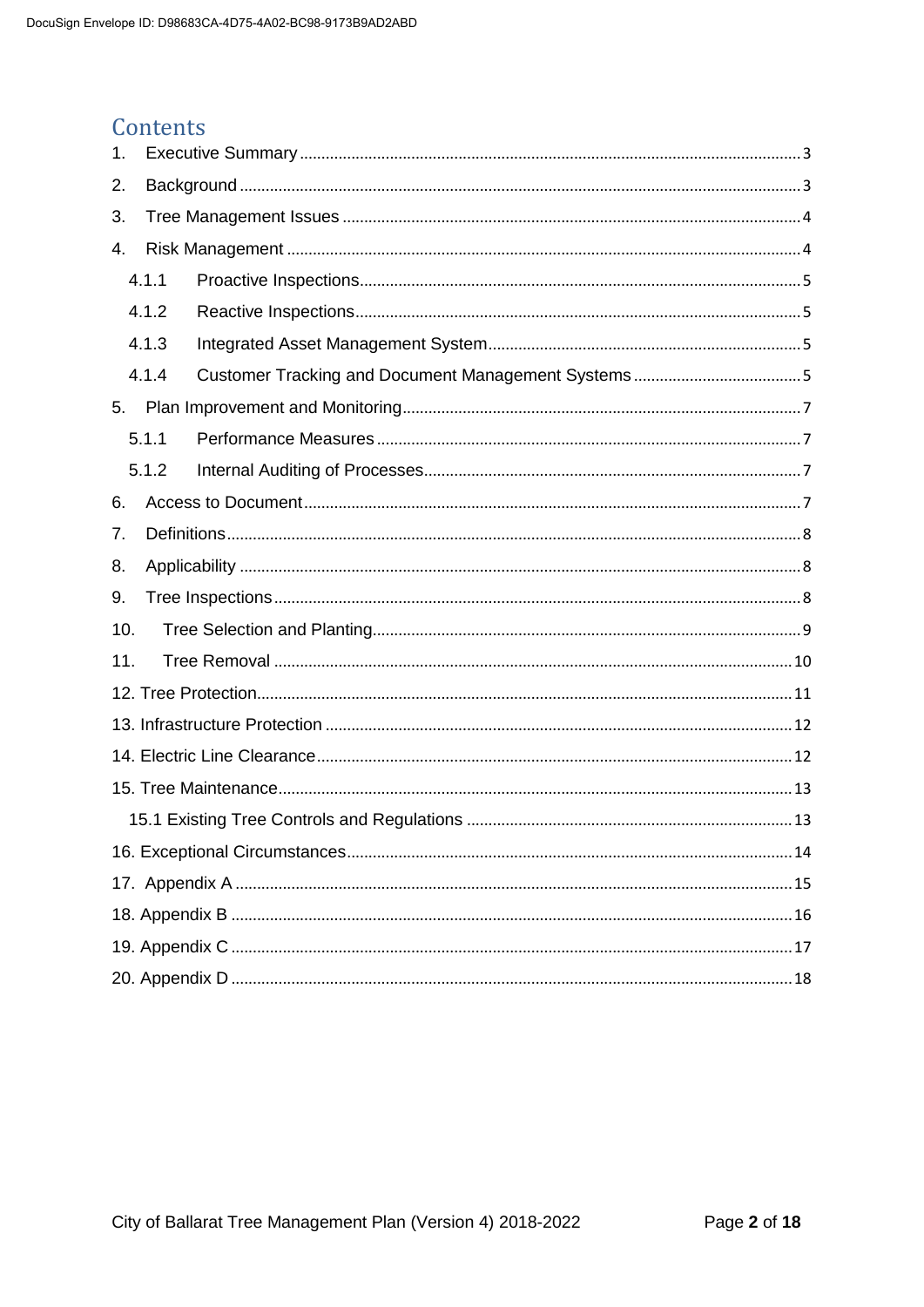# Contents

1. Executive Summary ..... 3
2. Background ..... 3
3. Tree Management Issues ..... 4
4. Risk Management ..... 4
   - 4.1.1 Proactive Inspections ..... 5
   - 4.1.2 Reactive Inspections ..... 5
   - 4.1.3 Integrated Asset Management System ..... 5
   - 4.1.4 Customer Tracking and Document Management Systems ..... 5
5. Plan Improvement and Monitoring ..... 7
   - 5.1.1 Performance Measures ..... 7
   - 5.1.2 Internal Auditing of Processes ..... 7
6. Access to Document ..... 7
7. Definitions ..... 8
8. Applicability ..... 8
9. Tree Inspections ..... 8
10. Tree Selection and Planting ..... 9
11. Tree Removal ..... 10
12. Tree Protection ..... 11
13. Infrastructure Protection ..... 12
14. Electric Line Clearance ..... 12
15. Tree Maintenance ..... 13
    - 15.1 Existing Tree Controls and Regulations ..... 13
16. Exceptional Circumstances ..... 14
17. Appendix A ..... 15
18. Appendix B ..... 16
19. Appendix C ..... 17
20. Appendix D ..... 18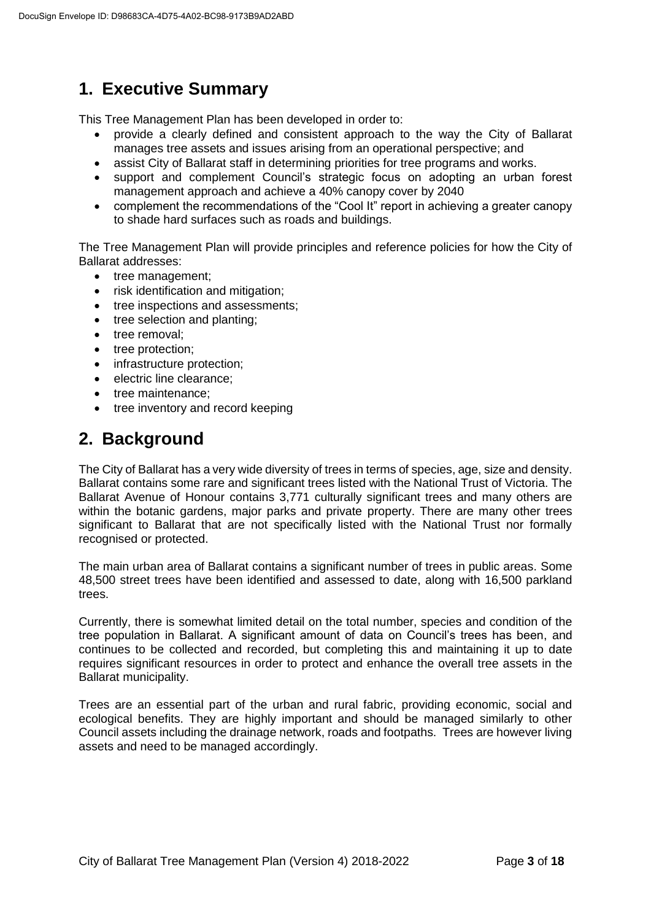# 1. Executive Summary

This Tree Management Plan has been developed in order to:

- provide a clearly defined and consistent approach to the way the City of Ballarat manages tree assets and issues arising from an operational perspective; and
- assist City of Ballarat staff in determining priorities for tree programs and works.
- support and complement Council's strategic focus on adopting an urban forest management approach and achieve a 40% canopy cover by 2040
- complement the recommendations of the "Cool It" report in achieving a greater canopy to shade hard surfaces such as roads and buildings.

The Tree Management Plan will provide principles and reference policies for how the City of Ballarat addresses:

- tree management;
- risk identification and mitigation;
- tree inspections and assessments;
- tree selection and planting;
- tree removal;
- tree protection;
- infrastructure protection;
- electric line clearance;
- tree maintenance;
- tree inventory and record keeping

# 2. Background

The City of Ballarat has a very wide diversity of trees in terms of species, age, size and density. Ballarat contains some rare and significant trees listed with the National Trust of Victoria. The Ballarat Avenue of Honour contains 3,771 culturally significant trees and many others are within the botanic gardens, major parks and private property. There are many other trees significant to Ballarat that are not specifically listed with the National Trust nor formally recognised or protected.

The main urban area of Ballarat contains a significant number of trees in public areas. Some 48,500 street trees have been identified and assessed to date, along with 16,500 parkland trees.

Currently, there is somewhat limited detail on the total number, species and condition of the tree population in Ballarat. A significant amount of data on Council's trees has been, and continues to be collected and recorded, but completing this and maintaining it up to date requires significant resources in order to protect and enhance the overall tree assets in the Ballarat municipality.

Trees are an essential part of the urban and rural fabric, providing economic, social and ecological benefits. They are highly important and should be managed similarly to other Council assets including the drainage network, roads and footpaths. Trees are however living assets and need to be managed accordingly.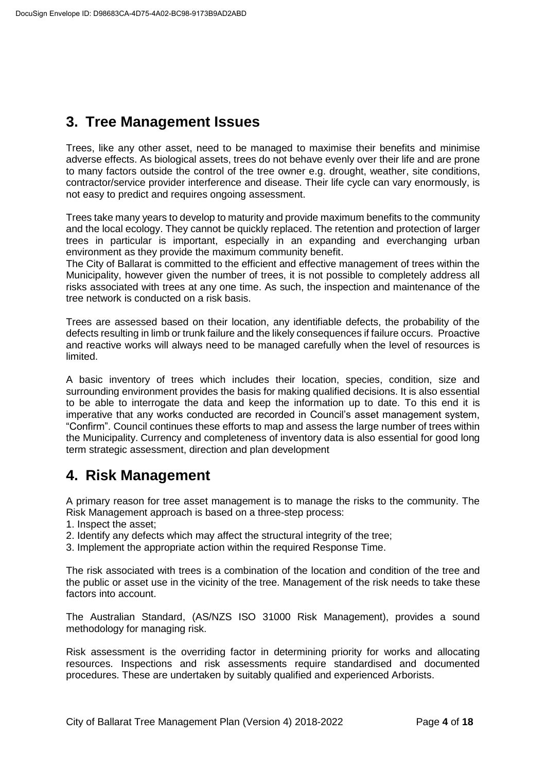## 3. Tree Management Issues

Trees, like any other asset, need to be managed to maximise their benefits and minimise adverse effects. As biological assets, trees do not behave evenly over their life and are prone to many factors outside the control of the tree owner e.g. drought, weather, site conditions, contractor/service provider interference and disease. Their life cycle can vary enormously, is not easy to predict and requires ongoing assessment.

Trees take many years to develop to maturity and provide maximum benefits to the community and the local ecology. They cannot be quickly replaced. The retention and protection of larger trees in particular is important, especially in an expanding and everchanging urban environment as they provide the maximum community benefit.

The City of Ballarat is committed to the efficient and effective management of trees within the Municipality, however given the number of trees, it is not possible to completely address all risks associated with trees at any one time. As such, the inspection and maintenance of the tree network is conducted on a risk basis.

Trees are assessed based on their location, any identifiable defects, the probability of the defects resulting in limb or trunk failure and the likely consequences if failure occurs. Proactive and reactive works will always need to be managed carefully when the level of resources is limited.

A basic inventory of trees which includes their location, species, condition, size and surrounding environment provides the basis for making qualified decisions. It is also essential to be able to interrogate the data and keep the information up to date. To this end it is imperative that any works conducted are recorded in Council's asset management system, "Confirm". Council continues these efforts to map and assess the large number of trees within the Municipality. Currency and completeness of inventory data is also essential for good long term strategic assessment, direction and plan development

## 4. Risk Management

A primary reason for tree asset management is to manage the risks to the community. The Risk Management approach is based on a three-step process:

1. Inspect the asset;
2. Identify any defects which may affect the structural integrity of the tree;
3. Implement the appropriate action within the required Response Time.

The risk associated with trees is a combination of the location and condition of the tree and the public or asset use in the vicinity of the tree. Management of the risk needs to take these factors into account.

The Australian Standard, (AS/NZS ISO 31000 Risk Management), provides a sound methodology for managing risk.

Risk assessment is the overriding factor in determining priority for works and allocating resources. Inspections and risk assessments require standardised and documented procedures. These are undertaken by suitably qualified and experienced Arborists.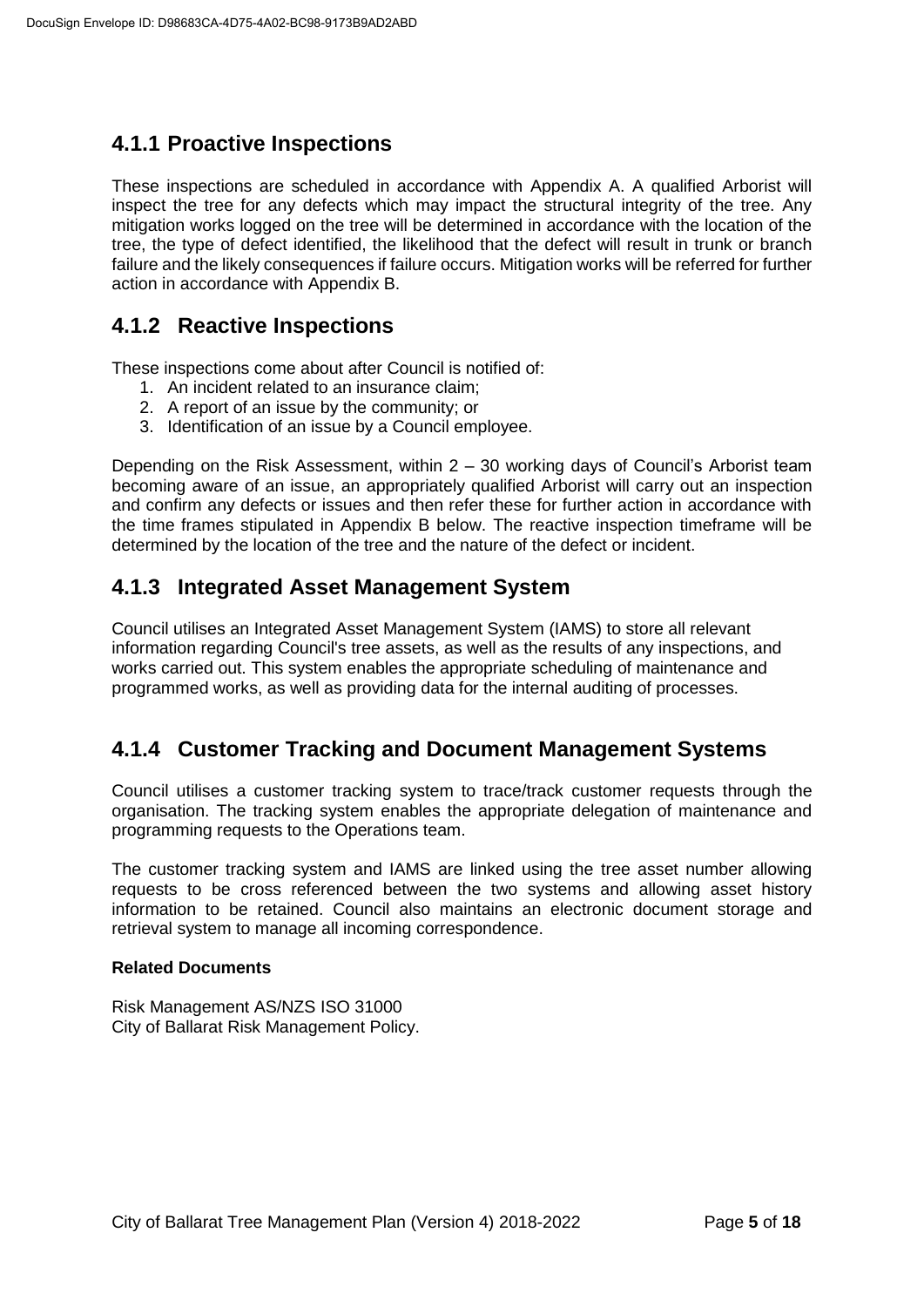### 4.1.1 Proactive Inspections

These inspections are scheduled in accordance with Appendix A. A qualified Arborist will inspect the tree for any defects which may impact the structural integrity of the tree. Any mitigation works logged on the tree will be determined in accordance with the location of the tree, the type of defect identified, the likelihood that the defect will result in trunk or branch failure and the likely consequences if failure occurs. Mitigation works will be referred for further action in accordance with Appendix B.

### 4.1.2 Reactive Inspections

These inspections come about after Council is notified of:

1. An incident related to an insurance claim;
2. A report of an issue by the community; or
3. Identification of an issue by a Council employee.

Depending on the Risk Assessment, within 2 – 30 working days of Council's Arborist team becoming aware of an issue, an appropriately qualified Arborist will carry out an inspection and confirm any defects or issues and then refer these for further action in accordance with the time frames stipulated in Appendix B below. The reactive inspection timeframe will be determined by the location of the tree and the nature of the defect or incident.

### 4.1.3 Integrated Asset Management System

Council utilises an Integrated Asset Management System (IAMS) to store all relevant information regarding Council's tree assets, as well as the results of any inspections, and works carried out. This system enables the appropriate scheduling of maintenance and programmed works, as well as providing data for the internal auditing of processes.

### 4.1.4 Customer Tracking and Document Management Systems

Council utilises a customer tracking system to trace/track customer requests through the organisation. The tracking system enables the appropriate delegation of maintenance and programming requests to the Operations team.

The customer tracking system and IAMS are linked using the tree asset number allowing requests to be cross referenced between the two systems and allowing asset history information to be retained. Council also maintains an electronic document storage and retrieval system to manage all incoming correspondence.

**Related Documents**

Risk Management AS/NZS ISO 31000
City of Ballarat Risk Management Policy.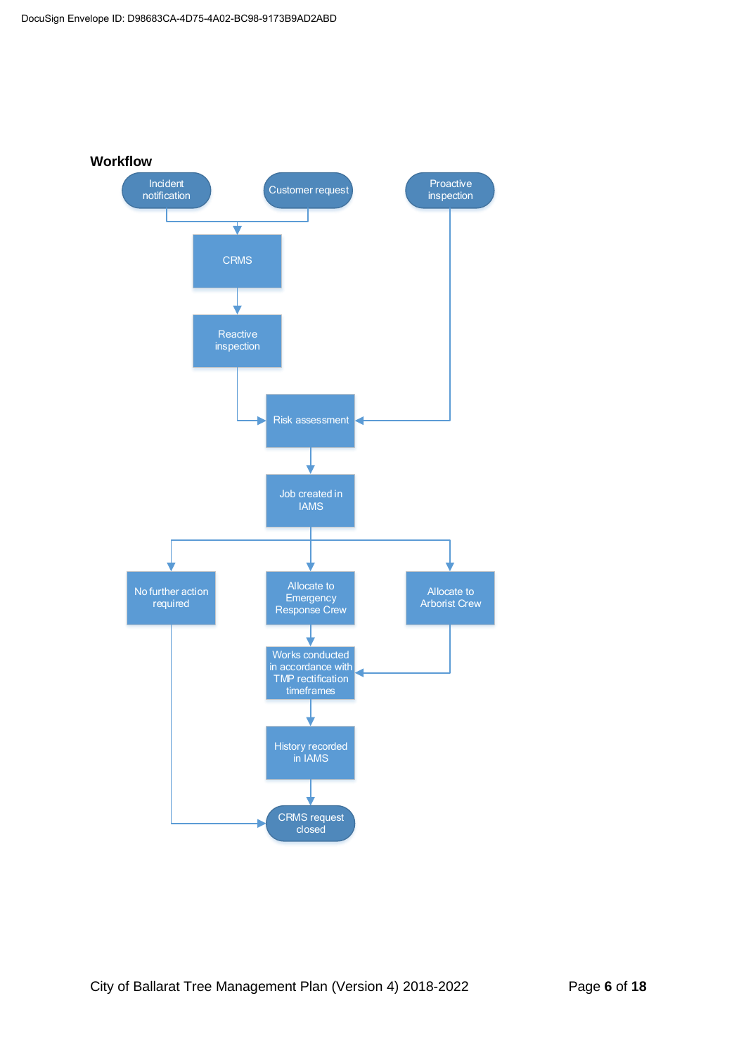### Workflow

Incident notification

Customer request

Proactive inspection

CRMS

Reactive inspection

Risk assessment

Job created in IAMS

No further action required

Allocate to Emergency Response Crew

Allocate to Arborist Crew

Works conducted in accordance with TMP rectification timeframes

History recorded in IAMS

CRMS request closed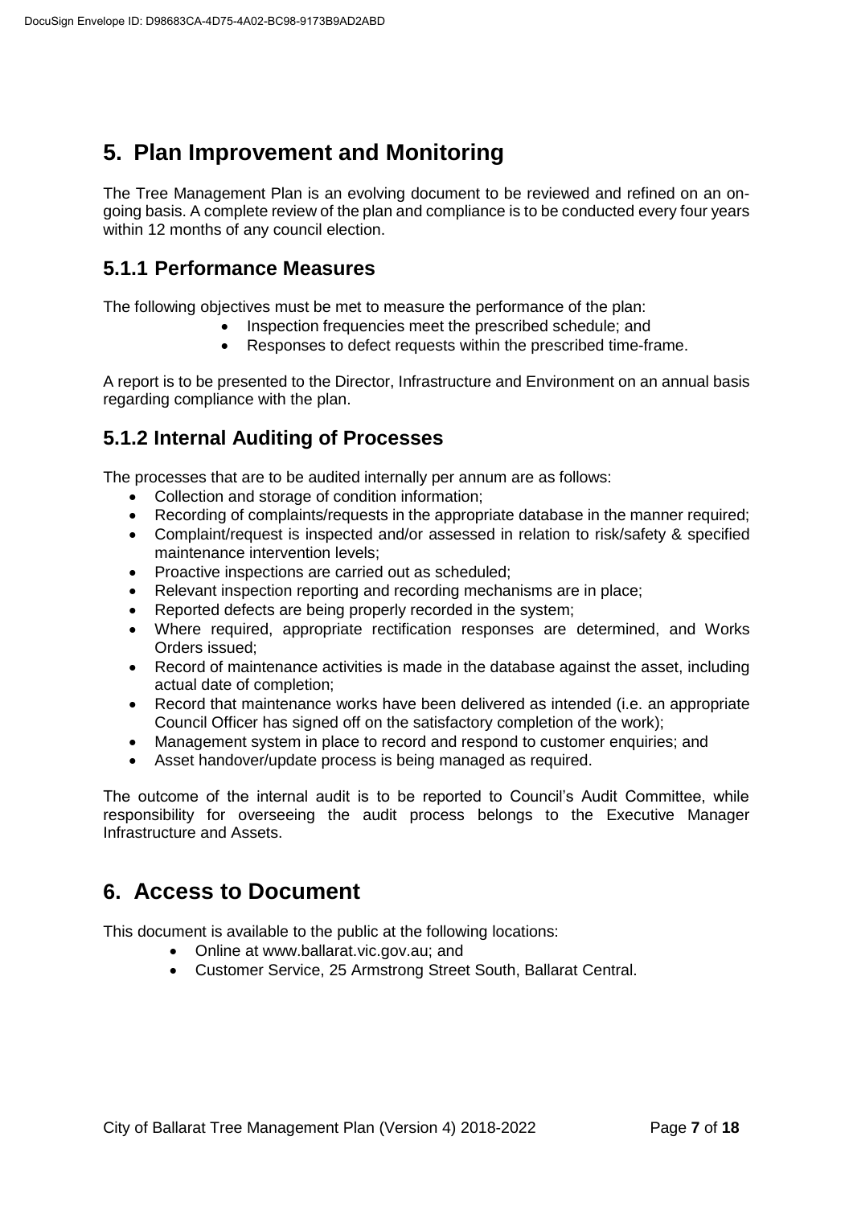# 5. Plan Improvement and Monitoring

The Tree Management Plan is an evolving document to be reviewed and refined on an on-going basis. A complete review of the plan and compliance is to be conducted every four years within 12 months of any council election.

## 5.1.1 Performance Measures

The following objectives must be met to measure the performance of the plan:

- Inspection frequencies meet the prescribed schedule; and
- Responses to defect requests within the prescribed time-frame.

A report is to be presented to the Director, Infrastructure and Environment on an annual basis regarding compliance with the plan.

## 5.1.2 Internal Auditing of Processes

The processes that are to be audited internally per annum are as follows:

- Collection and storage of condition information;
- Recording of complaints/requests in the appropriate database in the manner required;
- Complaint/request is inspected and/or assessed in relation to risk/safety & specified maintenance intervention levels;
- Proactive inspections are carried out as scheduled;
- Relevant inspection reporting and recording mechanisms are in place;
- Reported defects are being properly recorded in the system;
- Where required, appropriate rectification responses are determined, and Works Orders issued;
- Record of maintenance activities is made in the database against the asset, including actual date of completion;
- Record that maintenance works have been delivered as intended (i.e. an appropriate Council Officer has signed off on the satisfactory completion of the work);
- Management system in place to record and respond to customer enquiries; and
- Asset handover/update process is being managed as required.

The outcome of the internal audit is to be reported to Council's Audit Committee, while responsibility for overseeing the audit process belongs to the Executive Manager Infrastructure and Assets.

# 6. Access to Document

This document is available to the public at the following locations:

- Online at www.ballarat.vic.gov.au; and
- Customer Service, 25 Armstrong Street South, Ballarat Central.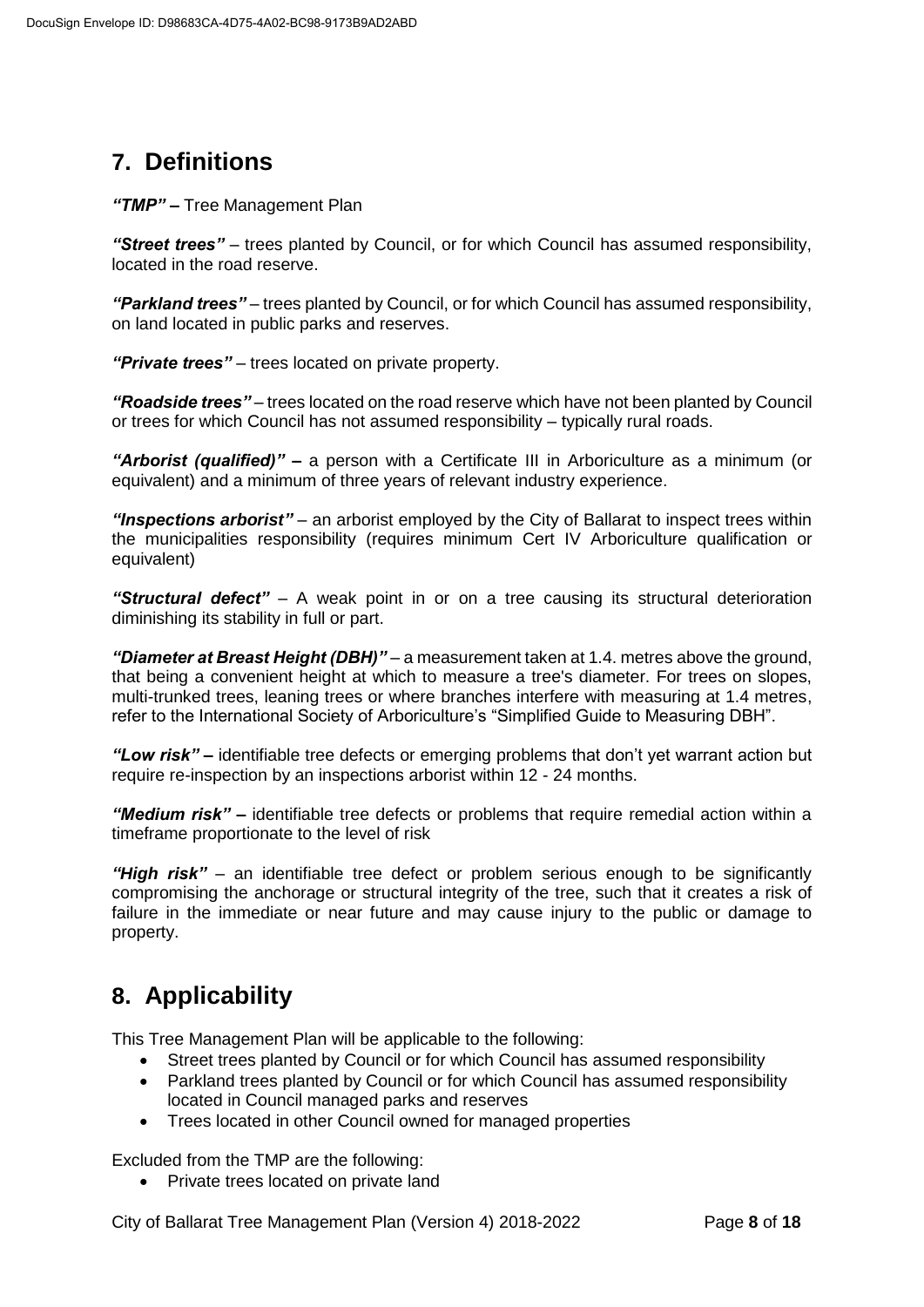## 7. Definitions

***"TMP"*** **–** Tree Management Plan

***"Street trees"*** – trees planted by Council, or for which Council has assumed responsibility, located in the road reserve.

***"Parkland trees"*** – trees planted by Council, or for which Council has assumed responsibility, on land located in public parks and reserves.

***"Private trees"*** – trees located on private property.

***"Roadside trees"*** – trees located on the road reserve which have not been planted by Council or trees for which Council has not assumed responsibility – typically rural roads.

***"Arborist (qualified)"*** **–** a person with a Certificate III in Arboriculture as a minimum (or equivalent) and a minimum of three years of relevant industry experience.

***"Inspections arborist"*** – an arborist employed by the City of Ballarat to inspect trees within the municipalities responsibility (requires minimum Cert IV Arboriculture qualification or equivalent)

***"Structural defect"*** – A weak point in or on a tree causing its structural deterioration diminishing its stability in full or part.

***"Diameter at Breast Height (DBH)"*** – a measurement taken at 1.4. metres above the ground, that being a convenient height at which to measure a tree's diameter. For trees on slopes, multi-trunked trees, leaning trees or where branches interfere with measuring at 1.4 metres, refer to the International Society of Arboriculture's "Simplified Guide to Measuring DBH".

***"Low risk"*** **–** identifiable tree defects or emerging problems that don't yet warrant action but require re-inspection by an inspections arborist within 12 - 24 months.

***"Medium risk"*** **–** identifiable tree defects or problems that require remedial action within a timeframe proportionate to the level of risk

***"High risk"*** – an identifiable tree defect or problem serious enough to be significantly compromising the anchorage or structural integrity of the tree, such that it creates a risk of failure in the immediate or near future and may cause injury to the public or damage to property.

## 8. Applicability

This Tree Management Plan will be applicable to the following:

- Street trees planted by Council or for which Council has assumed responsibility
- Parkland trees planted by Council or for which Council has assumed responsibility located in Council managed parks and reserves
- Trees located in other Council owned for managed properties

Excluded from the TMP are the following:

- Private trees located on private land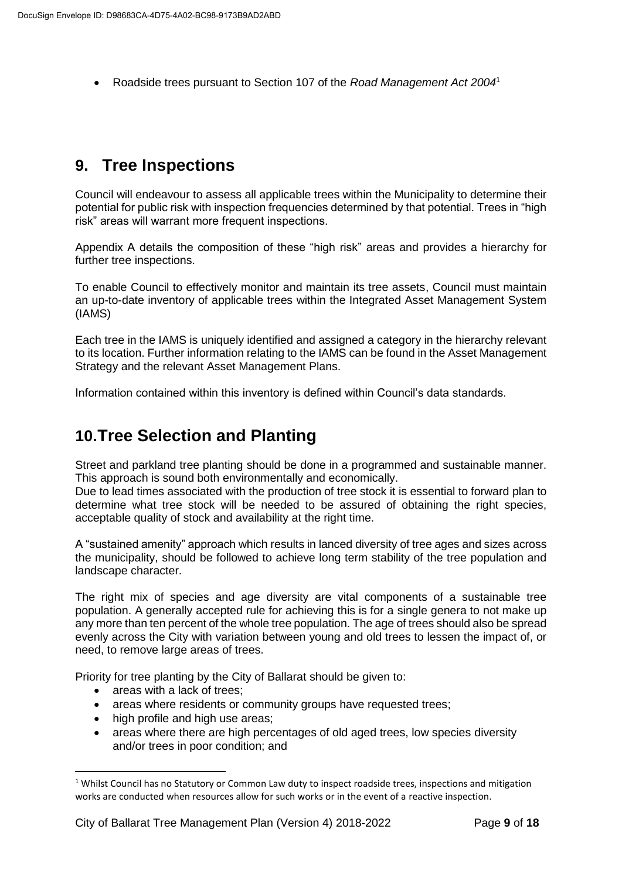- Roadside trees pursuant to Section 107 of the *Road Management Act 2004*[1]

## 9. Tree Inspections

Council will endeavour to assess all applicable trees within the Municipality to determine their potential for public risk with inspection frequencies determined by that potential. Trees in "high risk" areas will warrant more frequent inspections.

Appendix A details the composition of these "high risk" areas and provides a hierarchy for further tree inspections.

To enable Council to effectively monitor and maintain its tree assets, Council must maintain an up-to-date inventory of applicable trees within the Integrated Asset Management System (IAMS)

Each tree in the IAMS is uniquely identified and assigned a category in the hierarchy relevant to its location. Further information relating to the IAMS can be found in the Asset Management Strategy and the relevant Asset Management Plans.

Information contained within this inventory is defined within Council's data standards.

## 10. Tree Selection and Planting

Street and parkland tree planting should be done in a programmed and sustainable manner. This approach is sound both environmentally and economically.
Due to lead times associated with the production of tree stock it is essential to forward plan to determine what tree stock will be needed to be assured of obtaining the right species, acceptable quality of stock and availability at the right time.

A "sustained amenity" approach which results in lanced diversity of tree ages and sizes across the municipality, should be followed to achieve long term stability of the tree population and landscape character.

The right mix of species and age diversity are vital components of a sustainable tree population. A generally accepted rule for achieving this is for a single genera to not make up any more than ten percent of the whole tree population. The age of trees should also be spread evenly across the City with variation between young and old trees to lessen the impact of, or need, to remove large areas of trees.

Priority for tree planting by the City of Ballarat should be given to:

- areas with a lack of trees;
- areas where residents or community groups have requested trees;
- high profile and high use areas;
- areas where there are high percentages of old aged trees, low species diversity and/or trees in poor condition; and

[1] Whilst Council has no Statutory or Common Law duty to inspect roadside trees, inspections and mitigation works are conducted when resources allow for such works or in the event of a reactive inspection.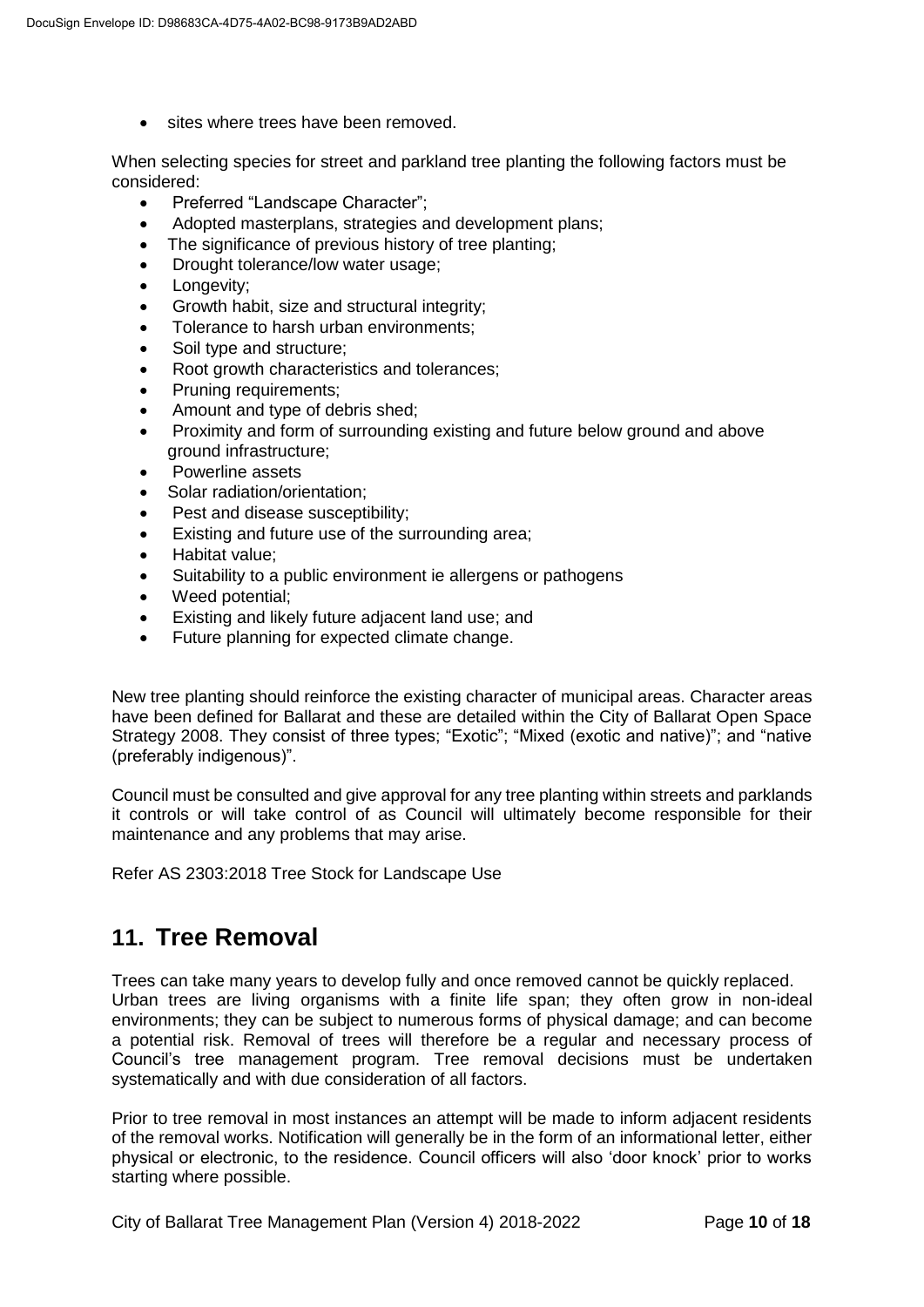- sites where trees have been removed.

When selecting species for street and parkland tree planting the following factors must be considered:

- Preferred "Landscape Character";
- Adopted masterplans, strategies and development plans;
- The significance of previous history of tree planting;
- Drought tolerance/low water usage;
- Longevity;
- Growth habit, size and structural integrity;
- Tolerance to harsh urban environments;
- Soil type and structure;
- Root growth characteristics and tolerances;
- Pruning requirements;
- Amount and type of debris shed;
- Proximity and form of surrounding existing and future below ground and above ground infrastructure;
- Powerline assets
- Solar radiation/orientation;
- Pest and disease susceptibility;
- Existing and future use of the surrounding area;
- Habitat value;
- Suitability to a public environment ie allergens or pathogens
- Weed potential;
- Existing and likely future adjacent land use; and
- Future planning for expected climate change.

New tree planting should reinforce the existing character of municipal areas. Character areas have been defined for Ballarat and these are detailed within the City of Ballarat Open Space Strategy 2008. They consist of three types; "Exotic"; "Mixed (exotic and native)"; and "native (preferably indigenous)".

Council must be consulted and give approval for any tree planting within streets and parklands it controls or will take control of as Council will ultimately become responsible for their maintenance and any problems that may arise.

Refer AS 2303:2018 Tree Stock for Landscape Use

## 11. Tree Removal

Trees can take many years to develop fully and once removed cannot be quickly replaced. Urban trees are living organisms with a finite life span; they often grow in non-ideal environments; they can be subject to numerous forms of physical damage; and can become a potential risk. Removal of trees will therefore be a regular and necessary process of Council's tree management program. Tree removal decisions must be undertaken systematically and with due consideration of all factors.

Prior to tree removal in most instances an attempt will be made to inform adjacent residents of the removal works. Notification will generally be in the form of an informational letter, either physical or electronic, to the residence. Council officers will also 'door knock' prior to works starting where possible.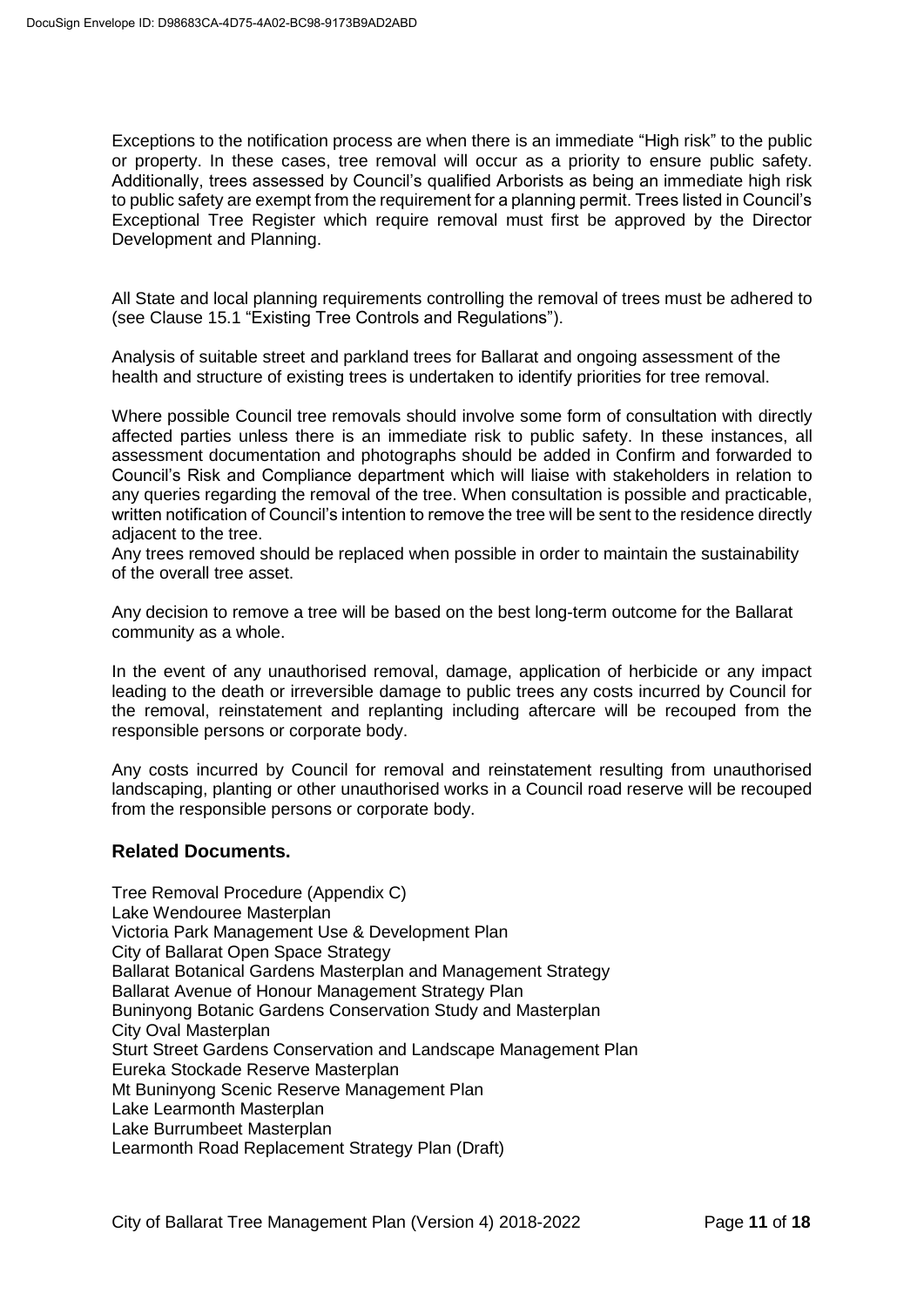Exceptions to the notification process are when there is an immediate "High risk" to the public or property. In these cases, tree removal will occur as a priority to ensure public safety. Additionally, trees assessed by Council's qualified Arborists as being an immediate high risk to public safety are exempt from the requirement for a planning permit. Trees listed in Council's Exceptional Tree Register which require removal must first be approved by the Director Development and Planning.

All State and local planning requirements controlling the removal of trees must be adhered to (see Clause 15.1 "Existing Tree Controls and Regulations").

Analysis of suitable street and parkland trees for Ballarat and ongoing assessment of the health and structure of existing trees is undertaken to identify priorities for tree removal.

Where possible Council tree removals should involve some form of consultation with directly affected parties unless there is an immediate risk to public safety. In these instances, all assessment documentation and photographs should be added in Confirm and forwarded to Council's Risk and Compliance department which will liaise with stakeholders in relation to any queries regarding the removal of the tree. When consultation is possible and practicable, written notification of Council's intention to remove the tree will be sent to the residence directly adjacent to the tree.

Any trees removed should be replaced when possible in order to maintain the sustainability of the overall tree asset.

Any decision to remove a tree will be based on the best long-term outcome for the Ballarat community as a whole.

In the event of any unauthorised removal, damage, application of herbicide or any impact leading to the death or irreversible damage to public trees any costs incurred by Council for the removal, reinstatement and replanting including aftercare will be recouped from the responsible persons or corporate body.

Any costs incurred by Council for removal and reinstatement resulting from unauthorised landscaping, planting or other unauthorised works in a Council road reserve will be recouped from the responsible persons or corporate body.

### Related Documents.

Tree Removal Procedure (Appendix C)
Lake Wendouree Masterplan
Victoria Park Management Use & Development Plan
City of Ballarat Open Space Strategy
Ballarat Botanical Gardens Masterplan and Management Strategy
Ballarat Avenue of Honour Management Strategy Plan
Buninyong Botanic Gardens Conservation Study and Masterplan
City Oval Masterplan
Sturt Street Gardens Conservation and Landscape Management Plan
Eureka Stockade Reserve Masterplan
Mt Buninyong Scenic Reserve Management Plan
Lake Learmonth Masterplan
Lake Burrumbeet Masterplan
Learmonth Road Replacement Strategy Plan (Draft)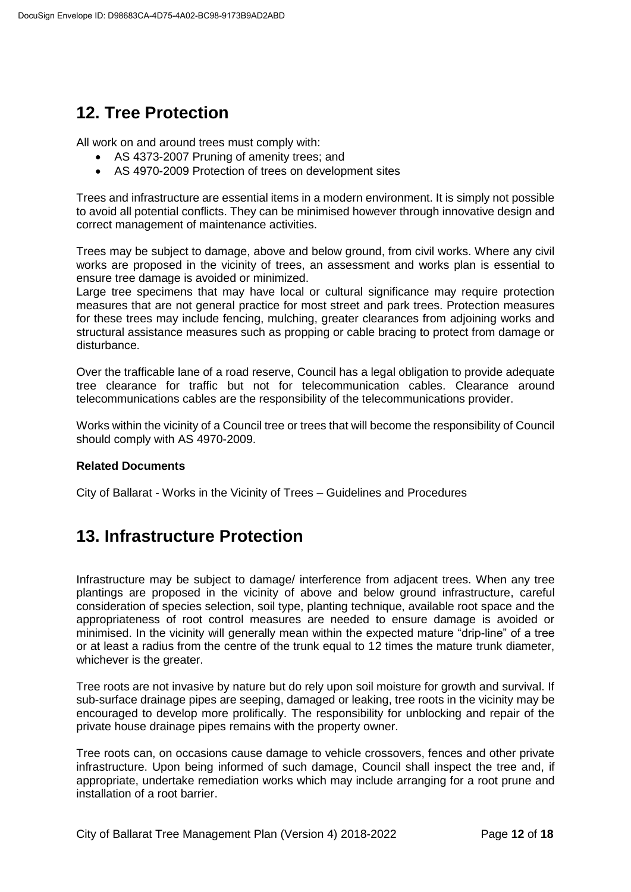## 12. Tree Protection

All work on and around trees must comply with:

- AS 4373-2007 Pruning of amenity trees; and
- AS 4970-2009 Protection of trees on development sites

Trees and infrastructure are essential items in a modern environment. It is simply not possible to avoid all potential conflicts. They can be minimised however through innovative design and correct management of maintenance activities.

Trees may be subject to damage, above and below ground, from civil works. Where any civil works are proposed in the vicinity of trees, an assessment and works plan is essential to ensure tree damage is avoided or minimized.

Large tree specimens that may have local or cultural significance may require protection measures that are not general practice for most street and park trees. Protection measures for these trees may include fencing, mulching, greater clearances from adjoining works and structural assistance measures such as propping or cable bracing to protect from damage or disturbance.

Over the trafficable lane of a road reserve, Council has a legal obligation to provide adequate tree clearance for traffic but not for telecommunication cables. Clearance around telecommunications cables are the responsibility of the telecommunications provider.

Works within the vicinity of a Council tree or trees that will become the responsibility of Council should comply with AS 4970-2009.

**Related Documents**

City of Ballarat - Works in the Vicinity of Trees – Guidelines and Procedures

## 13. Infrastructure Protection

Infrastructure may be subject to damage/ interference from adjacent trees. When any tree plantings are proposed in the vicinity of above and below ground infrastructure, careful consideration of species selection, soil type, planting technique, available root space and the appropriateness of root control measures are needed to ensure damage is avoided or minimised. In the vicinity will generally mean within the expected mature "drip-line" of a tree or at least a radius from the centre of the trunk equal to 12 times the mature trunk diameter, whichever is the greater.

Tree roots are not invasive by nature but do rely upon soil moisture for growth and survival. If sub-surface drainage pipes are seeping, damaged or leaking, tree roots in the vicinity may be encouraged to develop more prolifically. The responsibility for unblocking and repair of the private house drainage pipes remains with the property owner.

Tree roots can, on occasions cause damage to vehicle crossovers, fences and other private infrastructure. Upon being informed of such damage, Council shall inspect the tree and, if appropriate, undertake remediation works which may include arranging for a root prune and installation of a root barrier.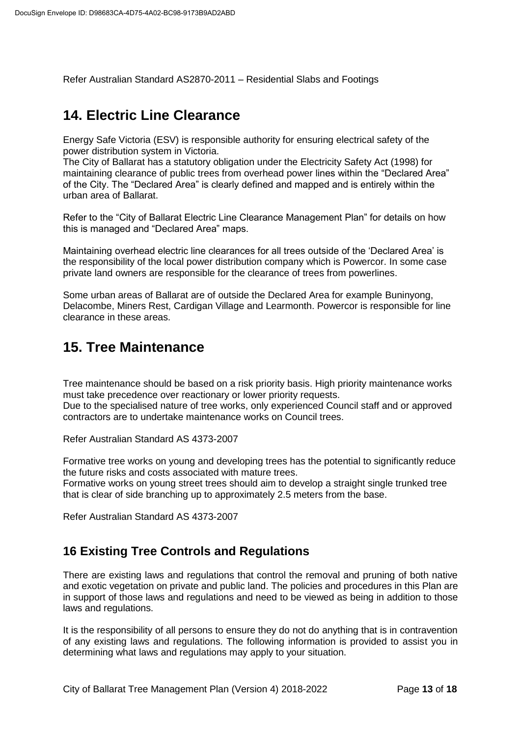Refer Australian Standard AS2870-2011 – Residential Slabs and Footings

# 14. Electric Line Clearance

Energy Safe Victoria (ESV) is responsible authority for ensuring electrical safety of the power distribution system in Victoria.
The City of Ballarat has a statutory obligation under the Electricity Safety Act (1998) for maintaining clearance of public trees from overhead power lines within the "Declared Area" of the City. The "Declared Area" is clearly defined and mapped and is entirely within the urban area of Ballarat.

Refer to the "City of Ballarat Electric Line Clearance Management Plan" for details on how this is managed and "Declared Area" maps.

Maintaining overhead electric line clearances for all trees outside of the 'Declared Area' is the responsibility of the local power distribution company which is Powercor. In some case private land owners are responsible for the clearance of trees from powerlines.

Some urban areas of Ballarat are of outside the Declared Area for example Buninyong, Delacombe, Miners Rest, Cardigan Village and Learmonth. Powercor is responsible for line clearance in these areas.

# 15. Tree Maintenance

Tree maintenance should be based on a risk priority basis. High priority maintenance works must take precedence over reactionary or lower priority requests.
Due to the specialised nature of tree works, only experienced Council staff and or approved contractors are to undertake maintenance works on Council trees.

Refer Australian Standard AS 4373-2007

Formative tree works on young and developing trees has the potential to significantly reduce the future risks and costs associated with mature trees.
Formative works on young street trees should aim to develop a straight single trunked tree that is clear of side branching up to approximately 2.5 meters from the base.

Refer Australian Standard AS 4373-2007

## 16 Existing Tree Controls and Regulations

There are existing laws and regulations that control the removal and pruning of both native and exotic vegetation on private and public land. The policies and procedures in this Plan are in support of those laws and regulations and need to be viewed as being in addition to those laws and regulations.

It is the responsibility of all persons to ensure they do not do anything that is in contravention of any existing laws and regulations. The following information is provided to assist you in determining what laws and regulations may apply to your situation.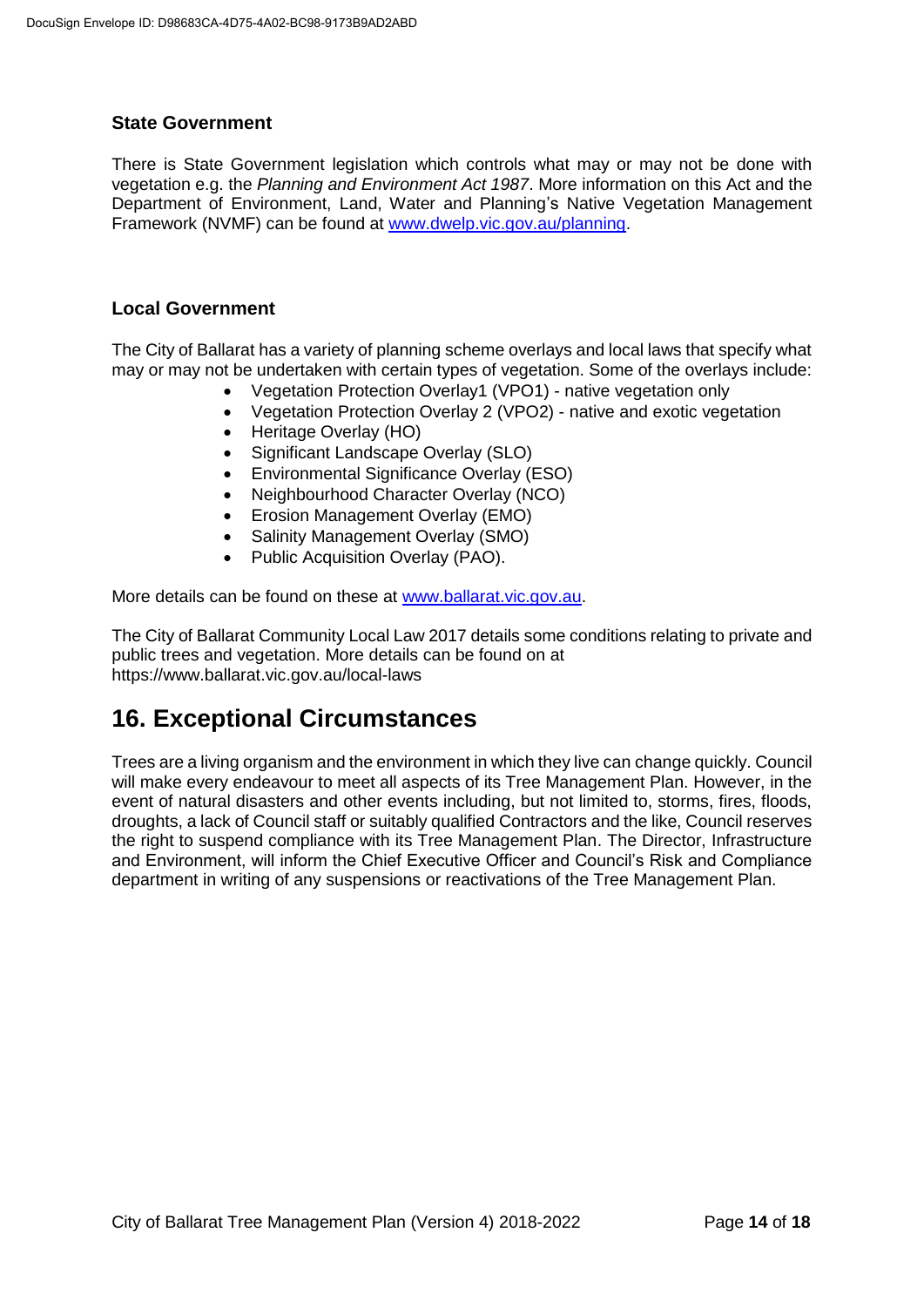### State Government

There is State Government legislation which controls what may or may not be done with vegetation e.g. the *Planning and Environment Act 1987*. More information on this Act and the Department of Environment, Land, Water and Planning's Native Vegetation Management Framework (NVMF) can be found at [www.dwelp.vic.gov.au/planning](www.dwelp.vic.gov.au/planning).

### Local Government

The City of Ballarat has a variety of planning scheme overlays and local laws that specify what may or may not be undertaken with certain types of vegetation. Some of the overlays include:

- Vegetation Protection Overlay1 (VPO1) - native vegetation only
- Vegetation Protection Overlay 2 (VPO2) - native and exotic vegetation
- Heritage Overlay (HO)
- Significant Landscape Overlay (SLO)
- Environmental Significance Overlay (ESO)
- Neighbourhood Character Overlay (NCO)
- Erosion Management Overlay (EMO)
- Salinity Management Overlay (SMO)
- Public Acquisition Overlay (PAO).

More details can be found on these at [www.ballarat.vic.gov.au](www.ballarat.vic.gov.au).

The City of Ballarat Community Local Law 2017 details some conditions relating to private and public trees and vegetation. More details can be found on at https://www.ballarat.vic.gov.au/local-laws

## 16. Exceptional Circumstances

Trees are a living organism and the environment in which they live can change quickly. Council will make every endeavour to meet all aspects of its Tree Management Plan. However, in the event of natural disasters and other events including, but not limited to, storms, fires, floods, droughts, a lack of Council staff or suitably qualified Contractors and the like, Council reserves the right to suspend compliance with its Tree Management Plan. The Director, Infrastructure and Environment, will inform the Chief Executive Officer and Council's Risk and Compliance department in writing of any suspensions or reactivations of the Tree Management Plan.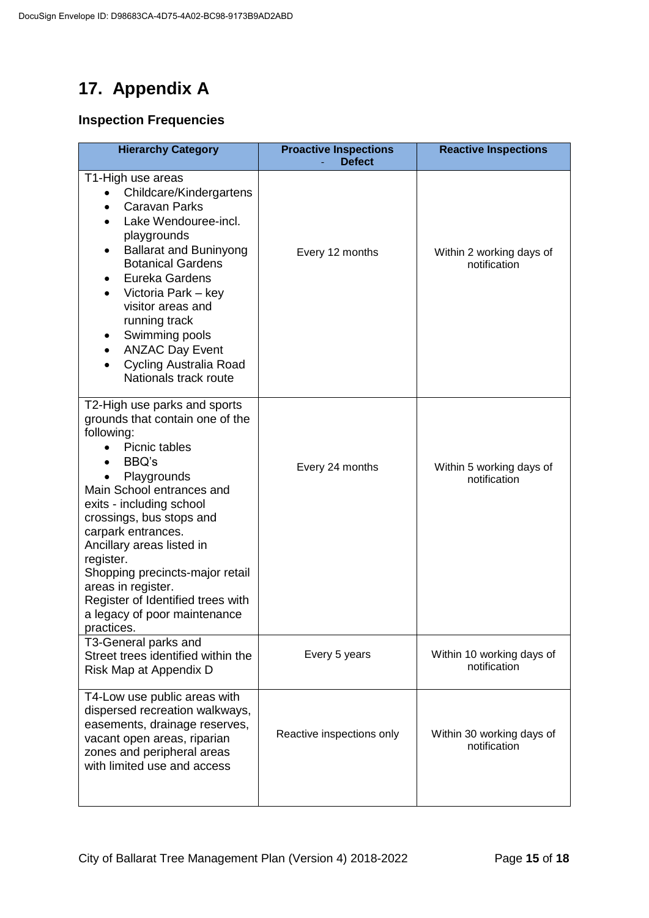# 17. Appendix A

### Inspection Frequencies

| Hierarchy Category | Proactive Inspections - Defect | Reactive Inspections |
|---|---|---|
| T1-High use areas<br>• Childcare/Kindergartens<br>• Caravan Parks<br>• Lake Wendouree-incl. playgrounds<br>• Ballarat and Buninyong Botanical Gardens<br>• Eureka Gardens<br>• Victoria Park – key visitor areas and running track<br>• Swimming pools<br>• ANZAC Day Event<br>• Cycling Australia Road Nationals track route | Every 12 months | Within 2 working days of notification |
| T2-High use parks and sports grounds that contain one of the following:<br>• Picnic tables<br>• BBQ's<br>• Playgrounds<br>Main School entrances and exits - including school crossings, bus stops and carpark entrances.<br>Ancillary areas listed in register.<br>Shopping precincts-major retail areas in register.<br>Register of Identified trees with a legacy of poor maintenance practices. | Every 24 months | Within 5 working days of notification |
| T3-General parks and Street trees identified within the Risk Map at Appendix D | Every 5 years | Within 10 working days of notification |
| T4-Low use public areas with dispersed recreation walkways, easements, drainage reserves, vacant open areas, riparian zones and peripheral areas with limited use and access | Reactive inspections only | Within 30 working days of notification |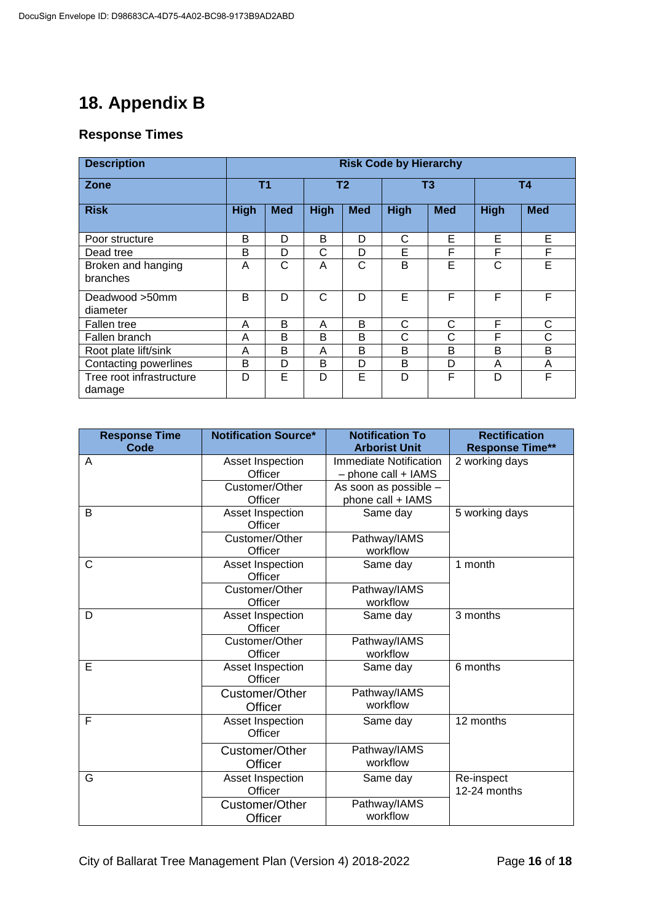# 18. Appendix B

## Response Times

| Description | Risk Code by Hierarchy | | | | | | | |
|---|---|---|---|---|---|---|---|---|
| Zone | T1 | | T2 | | T3 | | T4 | |
| Risk | High | Med | High | Med | High | Med | High | Med |
| Poor structure | B | D | B | D | C | E | E | E |
| Dead tree | B | D | C | D | E | F | F | F |
| Broken and hanging branches | A | C | A | C | B | E | C | E |
| Deadwood >50mm diameter | B | D | C | D | E | F | F | F |
| Fallen tree | A | B | A | B | C | C | F | C |
| Fallen branch | A | B | B | B | C | C | F | C |
| Root plate lift/sink | A | B | A | B | B | B | B | B |
| Contacting powerlines | B | D | B | D | B | D | A | A |
| Tree root infrastructure damage | D | E | D | E | D | F | D | F |

| Response Time Code | Notification Source* | Notification To Arborist Unit | Rectification Response Time** |
|---|---|---|---|
| A | Asset Inspection Officer | Immediate Notification – phone call + IAMS | 2 working days |
| | Customer/Other Officer | As soon as possible – phone call + IAMS | |
| B | Asset Inspection Officer | Same day | 5 working days |
| | Customer/Other Officer | Pathway/IAMS workflow | |
| C | Asset Inspection Officer | Same day | 1 month |
| | Customer/Other Officer | Pathway/IAMS workflow | |
| D | Asset Inspection Officer | Same day | 3 months |
| | Customer/Other Officer | Pathway/IAMS workflow | |
| E | Asset Inspection Officer | Same day | 6 months |
| | Customer/Other Officer | Pathway/IAMS workflow | |
| F | Asset Inspection Officer | Same day | 12 months |
| | Customer/Other Officer | Pathway/IAMS workflow | |
| G | Asset Inspection Officer | Same day | Re-inspect 12-24 months |
| | Customer/Other Officer | Pathway/IAMS workflow | |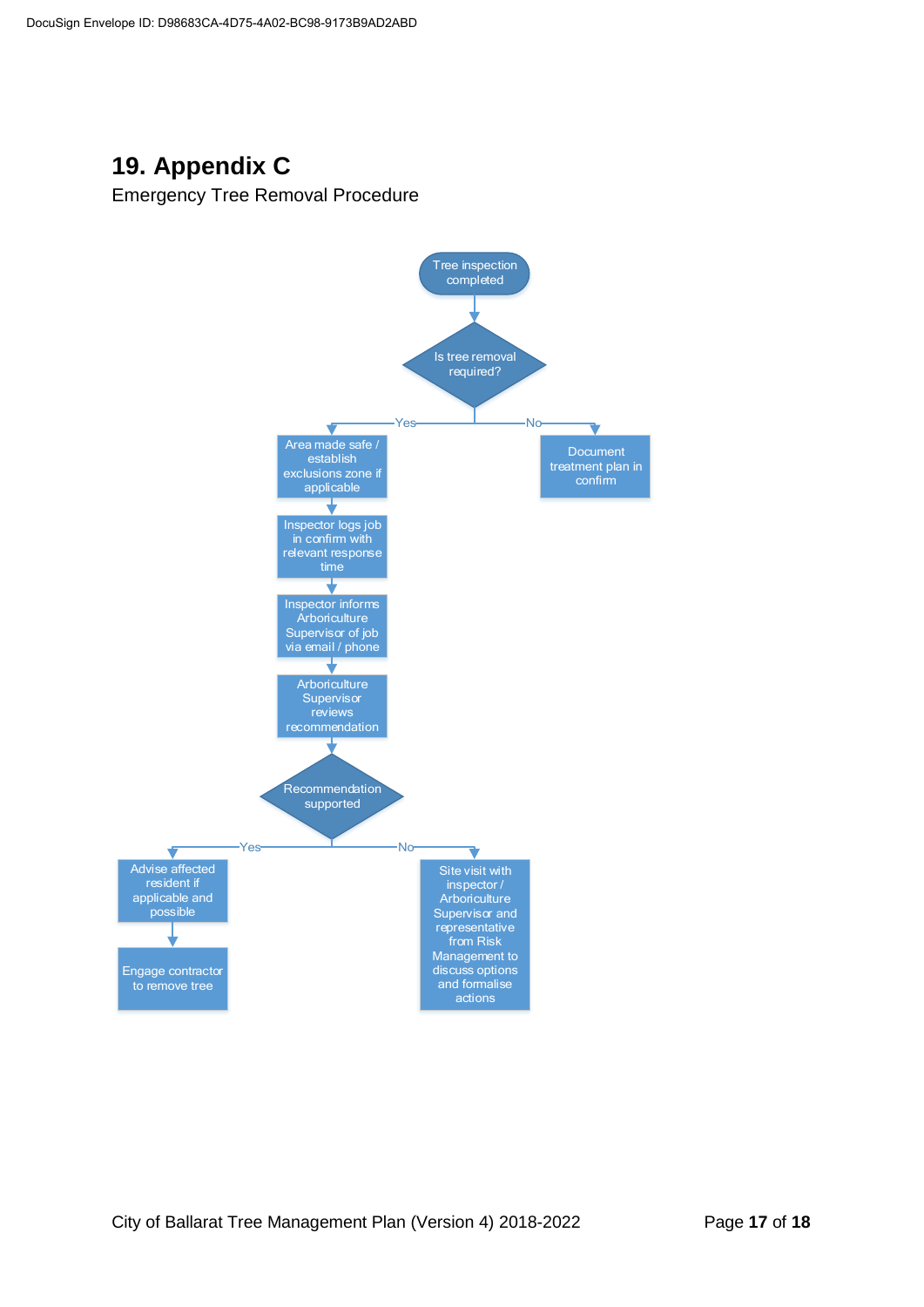# 19. Appendix C

Emergency Tree Removal Procedure

Tree inspection completed

Is tree removal required?

Yes

No

Area made safe / establish exclusions zone if applicable

Document treatment plan in confirm

Inspector logs job in confirm with relevant response time

Inspector informs Arboriculture Supervisor of job via email / phone

Arboriculture Supervisor reviews recommendation

Recommendation supported

Yes

No

Advise affected resident if applicable and possible

Site visit with inspector / Arboriculture Supervisor and representative from Risk Management to discuss options and formalise actions

Engage contractor to remove tree

City of Ballarat Tree Management Plan (Version 4) 2018-2022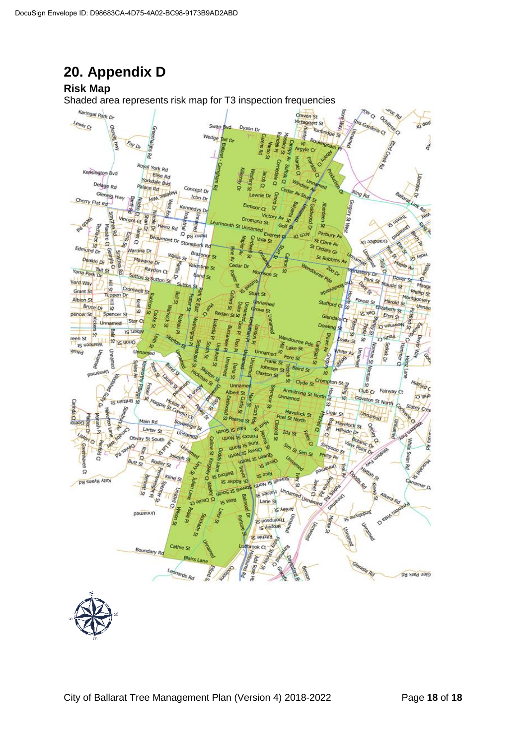# 20. Appendix D

## Risk Map

Shaded area represents risk map for T3 inspection frequencies